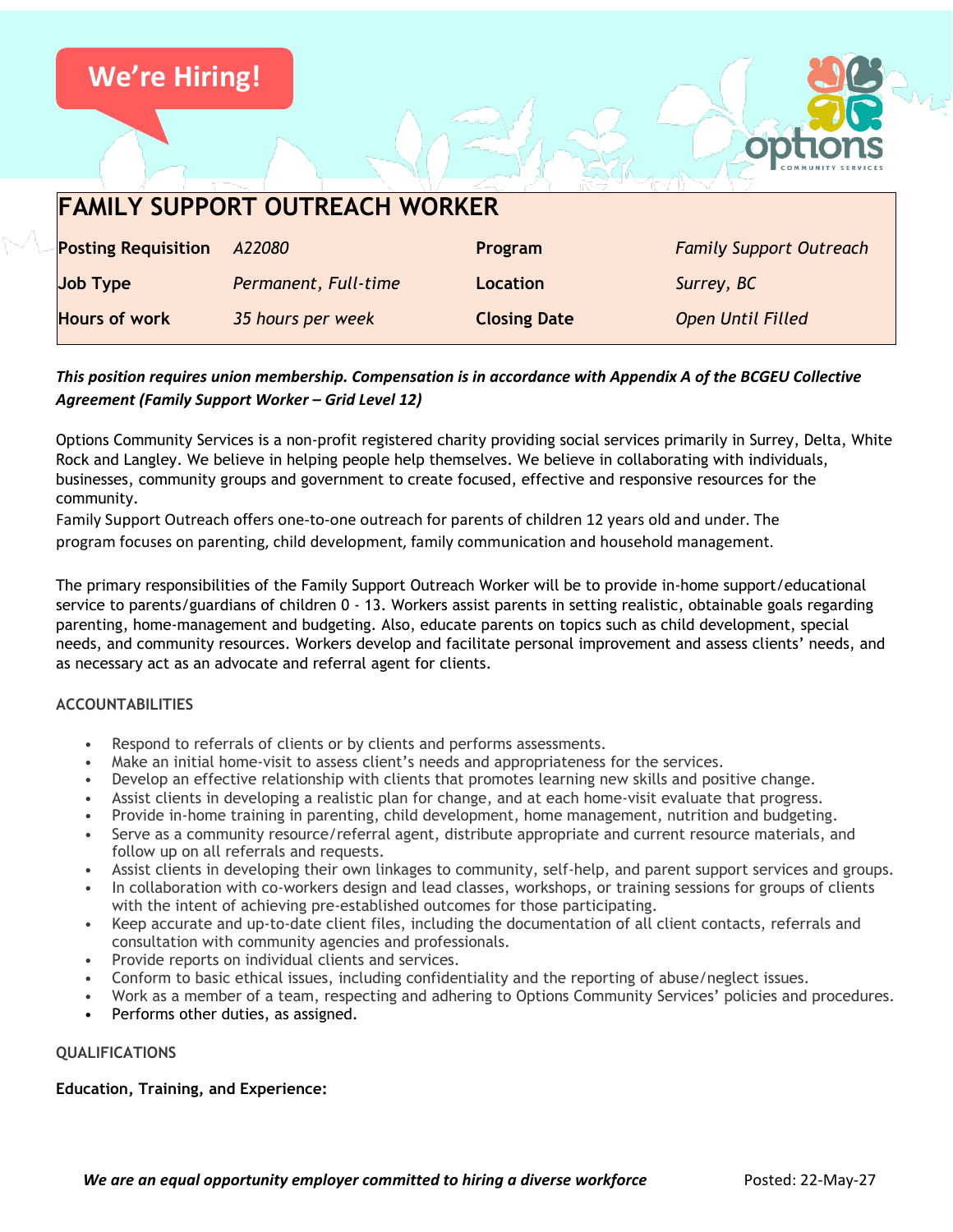We're Hiring!

# FAMILY SUPPORT OUTREACH WORKER

| **Posting Requisition** | *A22080* | **Program** | *Family Support Outreach* |
|---|---|---|---|
| **Job Type** | *Permanent, Full-time* | **Location** | *Surrey, BC* |
| **Hours of work** | *35 hours per week* | **Closing Date** | *Open Until Filled* |

***This position requires union membership. Compensation is in accordance with Appendix A of the BCGEU Collective Agreement (Family Support Worker – Grid Level 12)***

Options Community Services is a non-profit registered charity providing social services primarily in Surrey, Delta, White Rock and Langley. We believe in helping people help themselves. We believe in collaborating with individuals, businesses, community groups and government to create focused, effective and responsive resources for the community.

Family Support Outreach offers one-to-one outreach for parents of children 12 years old and under. The program focuses on parenting, child development, family communication and household management.

The primary responsibilities of the Family Support Outreach Worker will be to provide in-home support/educational service to parents/guardians of children 0 - 13. Workers assist parents in setting realistic, obtainable goals regarding parenting, home-management and budgeting. Also, educate parents on topics such as child development, special needs, and community resources. Workers develop and facilitate personal improvement and assess clients' needs, and as necessary act as an advocate and referral agent for clients.

## ACCOUNTABILITIES

- Respond to referrals of clients or by clients and performs assessments.
- Make an initial home-visit to assess client's needs and appropriateness for the services.
- Develop an effective relationship with clients that promotes learning new skills and positive change.
- Assist clients in developing a realistic plan for change, and at each home-visit evaluate that progress.
- Provide in-home training in parenting, child development, home management, nutrition and budgeting.
- Serve as a community resource/referral agent, distribute appropriate and current resource materials, and follow up on all referrals and requests.
- Assist clients in developing their own linkages to community, self-help, and parent support services and groups.
- In collaboration with co-workers design and lead classes, workshops, or training sessions for groups of clients with the intent of achieving pre-established outcomes for those participating.
- Keep accurate and up-to-date client files, including the documentation of all client contacts, referrals and consultation with community agencies and professionals.
- Provide reports on individual clients and services.
- Conform to basic ethical issues, including confidentiality and the reporting of abuse/neglect issues.
- Work as a member of a team, respecting and adhering to Options Community Services' policies and procedures.
- Performs other duties, as assigned.

## QUALIFICATIONS

**Education, Training, and Experience:**

***We are an equal opportunity employer committed to hiring a diverse workforce*** Posted: 22-May-27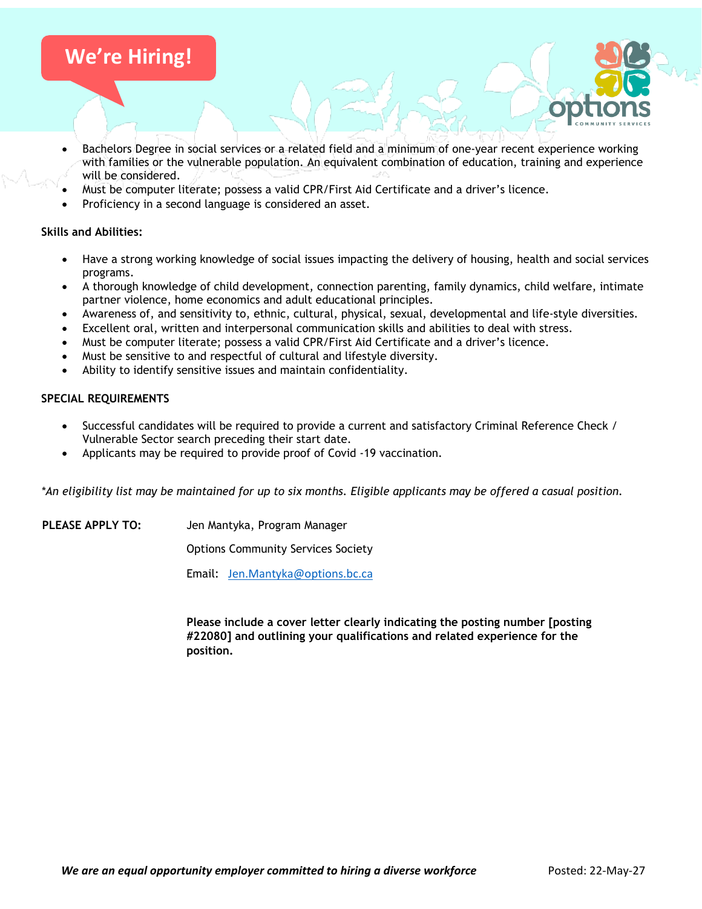We're Hiring!

- Bachelors Degree in social services or a related field and a minimum of one-year recent experience working with families or the vulnerable population. An equivalent combination of education, training and experience will be considered.
- Must be computer literate; possess a valid CPR/First Aid Certificate and a driver's licence.
- Proficiency in a second language is considered an asset.

**Skills and Abilities:**

- Have a strong working knowledge of social issues impacting the delivery of housing, health and social services programs.
- A thorough knowledge of child development, connection parenting, family dynamics, child welfare, intimate partner violence, home economics and adult educational principles.
- Awareness of, and sensitivity to, ethnic, cultural, physical, sexual, developmental and life-style diversities.
- Excellent oral, written and interpersonal communication skills and abilities to deal with stress.
- Must be computer literate; possess a valid CPR/First Aid Certificate and a driver's licence.
- Must be sensitive to and respectful of cultural and lifestyle diversity.
- Ability to identify sensitive issues and maintain confidentiality.

**SPECIAL REQUIREMENTS**

- Successful candidates will be required to provide a current and satisfactory Criminal Reference Check / Vulnerable Sector search preceding their start date.
- Applicants may be required to provide proof of Covid -19 vaccination.

*\*An eligibility list may be maintained for up to six months. Eligible applicants may be offered a casual position.*

**PLEASE APPLY TO:** Jen Mantyka, Program Manager

Options Community Services Society

Email: Jen.Mantyka@options.bc.ca

**Please include a cover letter clearly indicating the posting number [posting #22080] and outlining your qualifications and related experience for the position.**

***We are an equal opportunity employer committed to hiring a diverse workforce*** Posted: 22-May-27